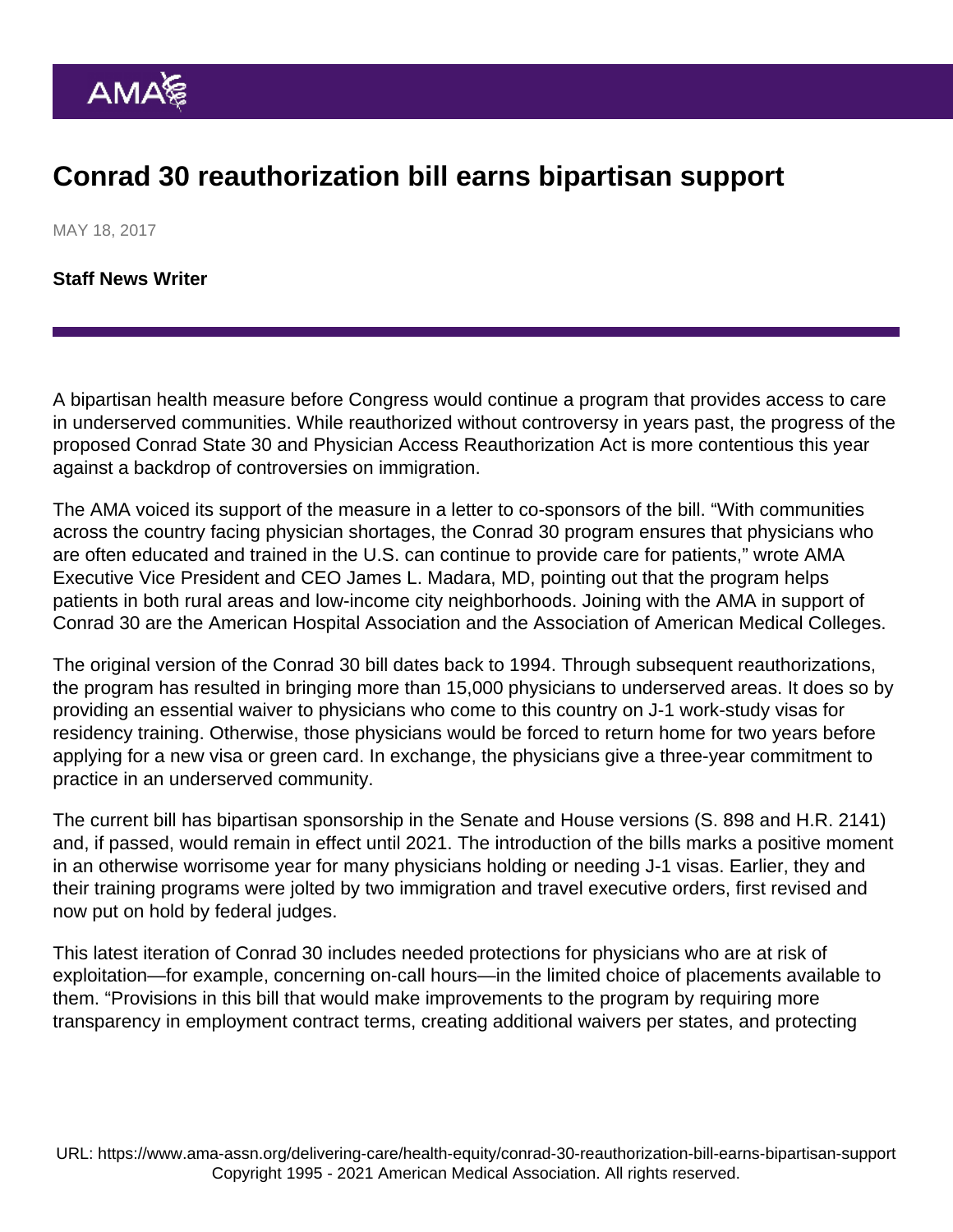# Conrad 30 reauthorization bill earns bipartisan support

MAY 18, 2017

**Staff News Writer**

A bipartisan health measure before Congress would continue a program that provides access to care in underserved communities. While reauthorized without controversy in years past, the progress of the proposed Conrad State 30 and Physician Access Reauthorization Act is more contentious this year against a backdrop of controversies on immigration.

The AMA voiced its support of the measure in a letter to co-sponsors of the bill. "With communities across the country facing physician shortages, the Conrad 30 program ensures that physicians who are often educated and trained in the U.S. can continue to provide care for patients," wrote AMA Executive Vice President and CEO James L. Madara, MD, pointing out that the program helps patients in both rural areas and low-income city neighborhoods. Joining with the AMA in support of Conrad 30 are the American Hospital Association and the Association of American Medical Colleges.

The original version of the Conrad 30 bill dates back to 1994. Through subsequent reauthorizations, the program has resulted in bringing more than 15,000 physicians to underserved areas. It does so by providing an essential waiver to physicians who come to this country on J-1 work-study visas for residency training. Otherwise, those physicians would be forced to return home for two years before applying for a new visa or green card. In exchange, the physicians give a three-year commitment to practice in an underserved community.

The current bill has bipartisan sponsorship in the Senate and House versions (S. 898 and H.R. 2141) and, if passed, would remain in effect until 2021. The introduction of the bills marks a positive moment in an otherwise worrisome year for many physicians holding or needing J-1 visas. Earlier, they and their training programs were jolted by two immigration and travel executive orders, first revised and now put on hold by federal judges.

This latest iteration of Conrad 30 includes needed protections for physicians who are at risk of exploitation—for example, concerning on-call hours—in the limited choice of placements available to them. "Provisions in this bill that would make improvements to the program by requiring more transparency in employment contract terms, creating additional waivers per states, and protecting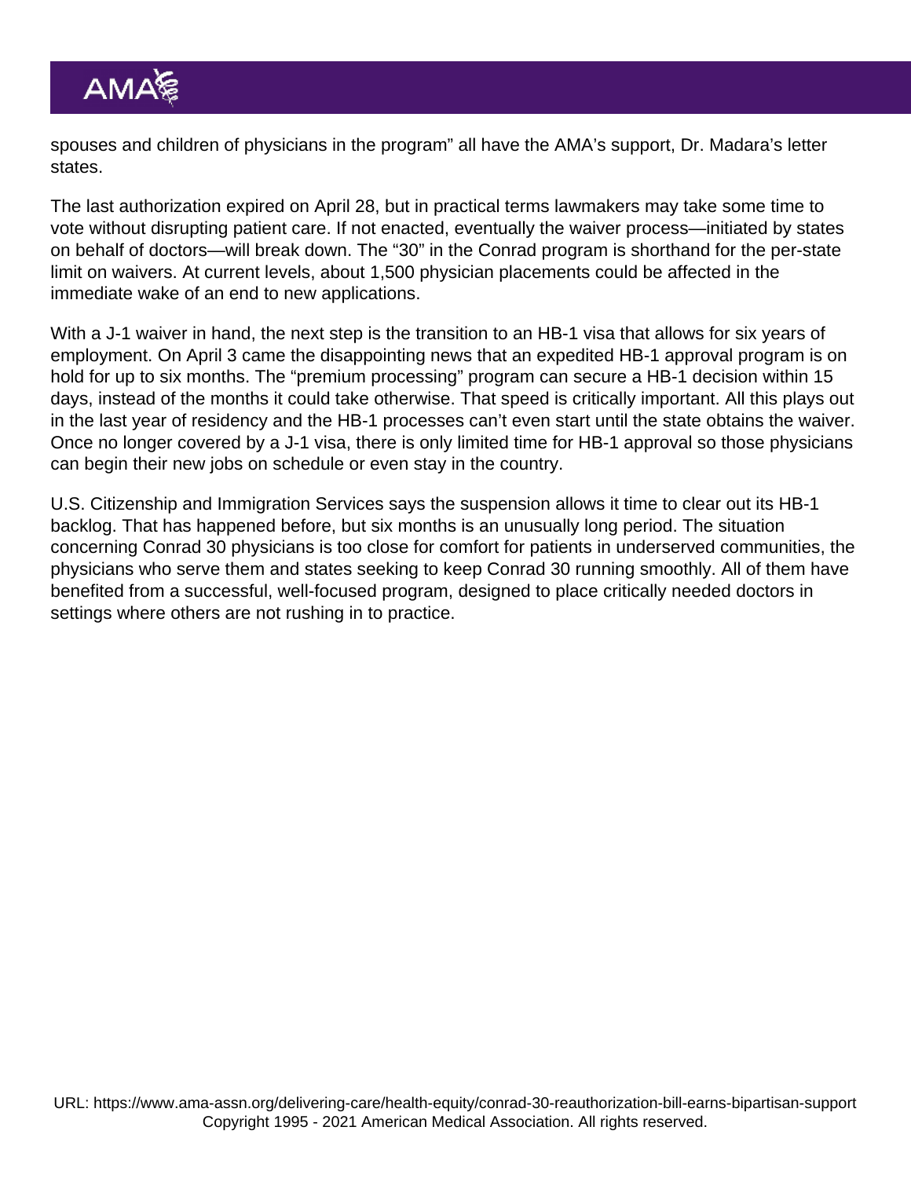spouses and children of physicians in the program" all have the AMA's support, Dr. Madara's letter states.

The last authorization expired on April 28, but in practical terms lawmakers may take some time to vote without disrupting patient care. If not enacted, eventually the waiver process—initiated by states on behalf of doctors—will break down. The "30" in the Conrad program is shorthand for the per-state limit on waivers. At current levels, about 1,500 physician placements could be affected in the immediate wake of an end to new applications.

With a J-1 waiver in hand, the next step is the transition to an HB-1 visa that allows for six years of employment. On April 3 came the disappointing news that an expedited HB-1 approval program is on hold for up to six months. The "premium processing" program can secure a HB-1 decision within 15 days, instead of the months it could take otherwise. That speed is critically important. All this plays out in the last year of residency and the HB-1 processes can't even start until the state obtains the waiver. Once no longer covered by a J-1 visa, there is only limited time for HB-1 approval so those physicians can begin their new jobs on schedule or even stay in the country.

U.S. Citizenship and Immigration Services says the suspension allows it time to clear out its HB-1 backlog. That has happened before, but six months is an unusually long period. The situation concerning Conrad 30 physicians is too close for comfort for patients in underserved communities, the physicians who serve them and states seeking to keep Conrad 30 running smoothly. All of them have benefited from a successful, well-focused program, designed to place critically needed doctors in settings where others are not rushing in to practice.